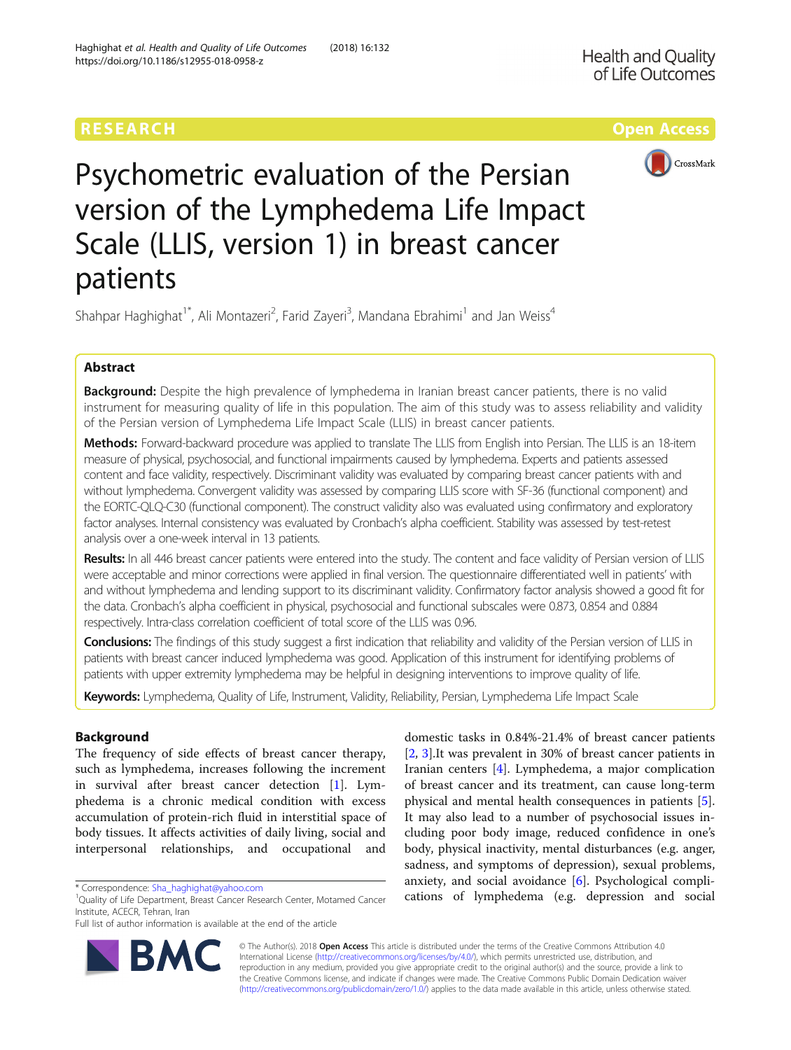# Psychometric evaluation of the Persian version of the Lymphedema Life Impact Scale (LLIS, version 1) in breast cancer patients

Shahpar Haghighat[1*], Ali Montazeri[2], Farid Zayeri[3], Mandana Ebrahimi[1] and Jan Weiss[4]

## Abstract

**Background:** Despite the high prevalence of lymphedema in Iranian breast cancer patients, there is no valid instrument for measuring quality of life in this population. The aim of this study was to assess reliability and validity of the Persian version of Lymphedema Life Impact Scale (LLIS) in breast cancer patients.

**Methods:** Forward-backward procedure was applied to translate The LLIS from English into Persian. The LLIS is an 18-item measure of physical, psychosocial, and functional impairments caused by lymphedema. Experts and patients assessed content and face validity, respectively. Discriminant validity was evaluated by comparing breast cancer patients with and without lymphedema. Convergent validity was assessed by comparing LLIS score with SF-36 (functional component) and the EORTC-QLQ-C30 (functional component). The construct validity also was evaluated using confirmatory and exploratory factor analyses. Internal consistency was evaluated by Cronbach's alpha coefficient. Stability was assessed by test-retest analysis over a one-week interval in 13 patients.

**Results:** In all 446 breast cancer patients were entered into the study. The content and face validity of Persian version of LLIS were acceptable and minor corrections were applied in final version. The questionnaire differentiated well in patients' with and without lymphedema and lending support to its discriminant validity. Confirmatory factor analysis showed a good fit for the data. Cronbach's alpha coefficient in physical, psychosocial and functional subscales were 0.873, 0.854 and 0.884 respectively. Intra-class correlation coefficient of total score of the LLIS was 0.96.

**Conclusions:** The findings of this study suggest a first indication that reliability and validity of the Persian version of LLIS in patients with breast cancer induced lymphedema was good. Application of this instrument for identifying problems of patients with upper extremity lymphedema may be helpful in designing interventions to improve quality of life.

**Keywords:** Lymphedema, Quality of Life, Instrument, Validity, Reliability, Persian, Lymphedema Life Impact Scale

## Background

The frequency of side effects of breast cancer therapy, such as lymphedema, increases following the increment in survival after breast cancer detection [1]. Lymphedema is a chronic medical condition with excess accumulation of protein-rich fluid in interstitial space of body tissues. It affects activities of daily living, social and interpersonal relationships, and occupational and domestic tasks in 0.84%-21.4% of breast cancer patients [2, 3].It was prevalent in 30% of breast cancer patients in Iranian centers [4]. Lymphedema, a major complication of breast cancer and its treatment, can cause long-term physical and mental health consequences in patients [5]. It may also lead to a number of psychosocial issues including poor body image, reduced confidence in one's body, physical inactivity, mental disturbances (e.g. anger, sadness, and symptoms of depression), sexual problems, anxiety, and social avoidance [6]. Psychological complications of lymphedema (e.g. depression and social

\* Correspondence: Sha_haghighat@yahoo.com

[1]Quality of Life Department, Breast Cancer Research Center, Motamed Cancer Institute, ACECR, Tehran, Iran

Full list of author information is available at the end of the article

© The Author(s). 2018 **Open Access** This article is distributed under the terms of the Creative Commons Attribution 4.0 International License (http://creativecommons.org/licenses/by/4.0/), which permits unrestricted use, distribution, and reproduction in any medium, provided you give appropriate credit to the original author(s) and the source, provide a link to the Creative Commons license, and indicate if changes were made. The Creative Commons Public Domain Dedication waiver (http://creativecommons.org/publicdomain/zero/1.0/) applies to the data made available in this article, unless otherwise stated.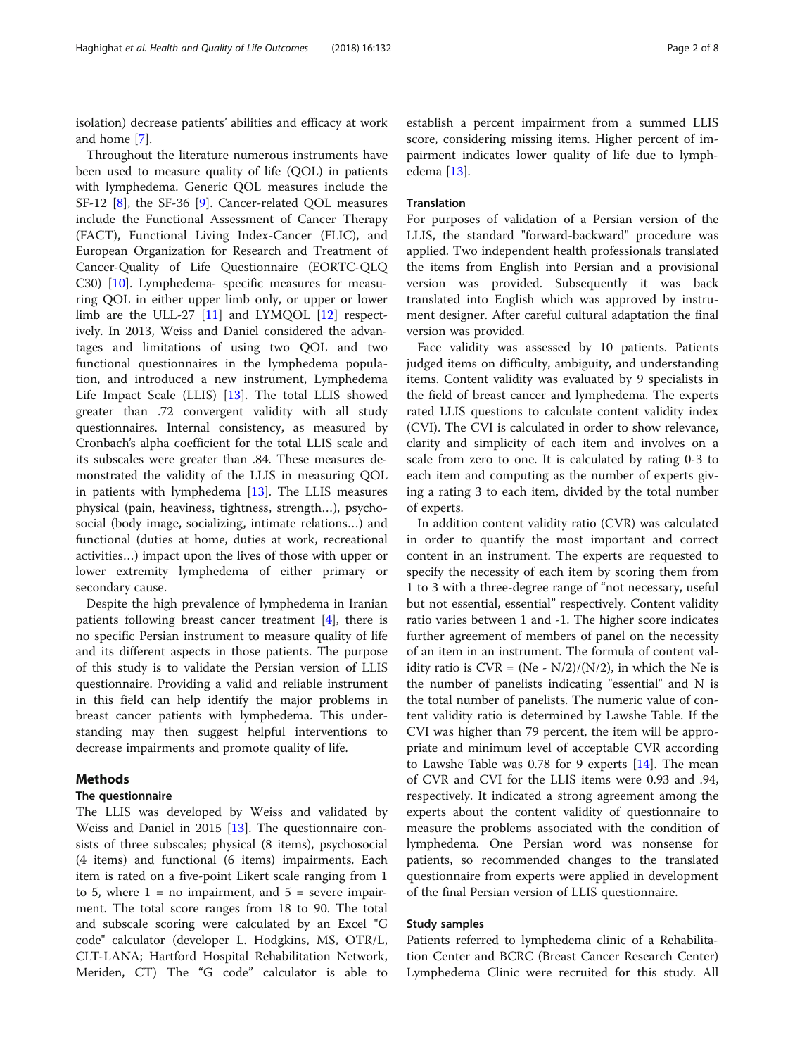isolation) decrease patients' abilities and efficacy at work and home [7].

Throughout the literature numerous instruments have been used to measure quality of life (QOL) in patients with lymphedema. Generic QOL measures include the SF-12 [8], the SF-36 [9]. Cancer-related QOL measures include the Functional Assessment of Cancer Therapy (FACT), Functional Living Index-Cancer (FLIC), and European Organization for Research and Treatment of Cancer-Quality of Life Questionnaire (EORTC-QLQ C30) [10]. Lymphedema- specific measures for measuring QOL in either upper limb only, or upper or lower limb are the ULL-27 [11] and LYMQOL [12] respectively. In 2013, Weiss and Daniel considered the advantages and limitations of using two QOL and two functional questionnaires in the lymphedema population, and introduced a new instrument, Lymphedema Life Impact Scale (LLIS) [13]. The total LLIS showed greater than .72 convergent validity with all study questionnaires. Internal consistency, as measured by Cronbach's alpha coefficient for the total LLIS scale and its subscales were greater than .84. These measures demonstrated the validity of the LLIS in measuring QOL in patients with lymphedema [13]. The LLIS measures physical (pain, heaviness, tightness, strength…), psychosocial (body image, socializing, intimate relations…) and functional (duties at home, duties at work, recreational activities…) impact upon the lives of those with upper or lower extremity lymphedema of either primary or secondary cause.

Despite the high prevalence of lymphedema in Iranian patients following breast cancer treatment [4], there is no specific Persian instrument to measure quality of life and its different aspects in those patients. The purpose of this study is to validate the Persian version of LLIS questionnaire. Providing a valid and reliable instrument in this field can help identify the major problems in breast cancer patients with lymphedema. This understanding may then suggest helpful interventions to decrease impairments and promote quality of life.

## Methods

### The questionnaire

The LLIS was developed by Weiss and validated by Weiss and Daniel in 2015 [13]. The questionnaire consists of three subscales; physical (8 items), psychosocial (4 items) and functional (6 items) impairments. Each item is rated on a five-point Likert scale ranging from 1 to 5, where 1 = no impairment, and 5 = severe impairment. The total score ranges from 18 to 90. The total and subscale scoring were calculated by an Excel "G code" calculator (developer L. Hodgkins, MS, OTR/L, CLT-LANA; Hartford Hospital Rehabilitation Network, Meriden, CT) The "G code" calculator is able to establish a percent impairment from a summed LLIS score, considering missing items. Higher percent of impairment indicates lower quality of life due to lymphedema [13].

### Translation

For purposes of validation of a Persian version of the LLIS, the standard "forward-backward" procedure was applied. Two independent health professionals translated the items from English into Persian and a provisional version was provided. Subsequently it was back translated into English which was approved by instrument designer. After careful cultural adaptation the final version was provided.

Face validity was assessed by 10 patients. Patients judged items on difficulty, ambiguity, and understanding items. Content validity was evaluated by 9 specialists in the field of breast cancer and lymphedema. The experts rated LLIS questions to calculate content validity index (CVI). The CVI is calculated in order to show relevance, clarity and simplicity of each item and involves on a scale from zero to one. It is calculated by rating 0-3 to each item and computing as the number of experts giving a rating 3 to each item, divided by the total number of experts.

In addition content validity ratio (CVR) was calculated in order to quantify the most important and correct content in an instrument. The experts are requested to specify the necessity of each item by scoring them from 1 to 3 with a three-degree range of "not necessary, useful but not essential, essential" respectively. Content validity ratio varies between 1 and -1. The higher score indicates further agreement of members of panel on the necessity of an item in an instrument. The formula of content validity ratio is $CVR = (Ne - N/2)/(N/2)$, in which the Ne is the number of panelists indicating "essential" and N is the total number of panelists. The numeric value of content validity ratio is determined by Lawshe Table. If the CVI was higher than 79 percent, the item will be appropriate and minimum level of acceptable CVR according to Lawshe Table was 0.78 for 9 experts [14]. The mean of CVR and CVI for the LLIS items were 0.93 and .94, respectively. It indicated a strong agreement among the experts about the content validity of questionnaire to measure the problems associated with the condition of lymphedema. One Persian word was nonsense for patients, so recommended changes to the translated questionnaire from experts were applied in development of the final Persian version of LLIS questionnaire.

### Study samples

Patients referred to lymphedema clinic of a Rehabilitation Center and BCRC (Breast Cancer Research Center) Lymphedema Clinic were recruited for this study. All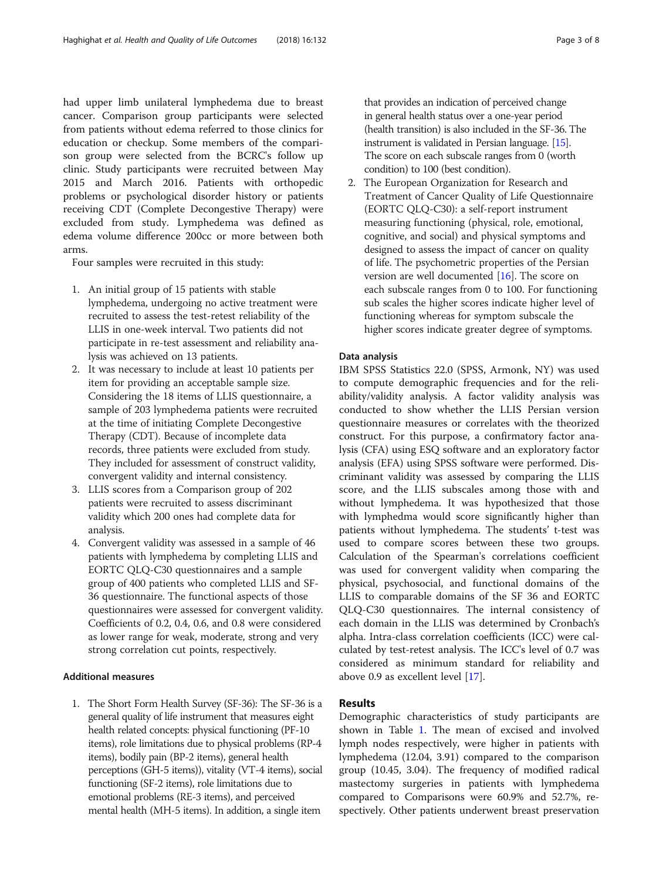had upper limb unilateral lymphedema due to breast cancer. Comparison group participants were selected from patients without edema referred to those clinics for education or checkup. Some members of the comparison group were selected from the BCRC's follow up clinic. Study participants were recruited between May 2015 and March 2016. Patients with orthopedic problems or psychological disorder history or patients receiving CDT (Complete Decongestive Therapy) were excluded from study. Lymphedema was defined as edema volume difference 200cc or more between both arms.

Four samples were recruited in this study:

1. An initial group of 15 patients with stable lymphedema, undergoing no active treatment were recruited to assess the test-retest reliability of the LLIS in one-week interval. Two patients did not participate in re-test assessment and reliability analysis was achieved on 13 patients.
2. It was necessary to include at least 10 patients per item for providing an acceptable sample size. Considering the 18 items of LLIS questionnaire, a sample of 203 lymphedema patients were recruited at the time of initiating Complete Decongestive Therapy (CDT). Because of incomplete data records, three patients were excluded from study. They included for assessment of construct validity, convergent validity and internal consistency.
3. LLIS scores from a Comparison group of 202 patients were recruited to assess discriminant validity which 200 ones had complete data for analysis.
4. Convergent validity was assessed in a sample of 46 patients with lymphedema by completing LLIS and EORTC QLQ-C30 questionnaires and a sample group of 400 patients who completed LLIS and SF-36 questionnaire. The functional aspects of those questionnaires were assessed for convergent validity. Coefficients of 0.2, 0.4, 0.6, and 0.8 were considered as lower range for weak, moderate, strong and very strong correlation cut points, respectively.

### Additional measures

1. The Short Form Health Survey (SF-36): The SF-36 is a general quality of life instrument that measures eight health related concepts: physical functioning (PF-10 items), role limitations due to physical problems (RP-4 items), bodily pain (BP-2 items), general health perceptions (GH-5 items)), vitality (VT-4 items), social functioning (SF-2 items), role limitations due to emotional problems (RE-3 items), and perceived mental health (MH-5 items). In addition, a single item that provides an indication of perceived change in general health status over a one-year period (health transition) is also included in the SF-36. The instrument is validated in Persian language. [15]. The score on each subscale ranges from 0 (worth condition) to 100 (best condition).
2. The European Organization for Research and Treatment of Cancer Quality of Life Questionnaire (EORTC QLQ-C30): a self-report instrument measuring functioning (physical, role, emotional, cognitive, and social) and physical symptoms and designed to assess the impact of cancer on quality of life. The psychometric properties of the Persian version are well documented [16]. The score on each subscale ranges from 0 to 100. For functioning sub scales the higher scores indicate higher level of functioning whereas for symptom subscale the higher scores indicate greater degree of symptoms.

### Data analysis

IBM SPSS Statistics 22.0 (SPSS, Armonk, NY) was used to compute demographic frequencies and for the reliability/validity analysis. A factor validity analysis was conducted to show whether the LLIS Persian version questionnaire measures or correlates with the theorized construct. For this purpose, a confirmatory factor analysis (CFA) using ESQ software and an exploratory factor analysis (EFA) using SPSS software were performed. Discriminant validity was assessed by comparing the LLIS score, and the LLIS subscales among those with and without lymphedema. It was hypothesized that those with lymphedma would score significantly higher than patients without lymphedema. The students' t-test was used to compare scores between these two groups. Calculation of the Spearman's correlations coefficient was used for convergent validity when comparing the physical, psychosocial, and functional domains of the LLIS to comparable domains of the SF 36 and EORTC QLQ-C30 questionnaires. The internal consistency of each domain in the LLIS was determined by Cronbach's alpha. Intra-class correlation coefficients (ICC) were calculated by test-retest analysis. The ICC's level of 0.7 was considered as minimum standard for reliability and above 0.9 as excellent level [17].

## Results

Demographic characteristics of study participants are shown in Table 1. The mean of excised and involved lymph nodes respectively, were higher in patients with lymphedema (12.04, 3.91) compared to the comparison group (10.45, 3.04). The frequency of modified radical mastectomy surgeries in patients with lymphedema compared to Comparisons were 60.9% and 52.7%, respectively. Other patients underwent breast preservation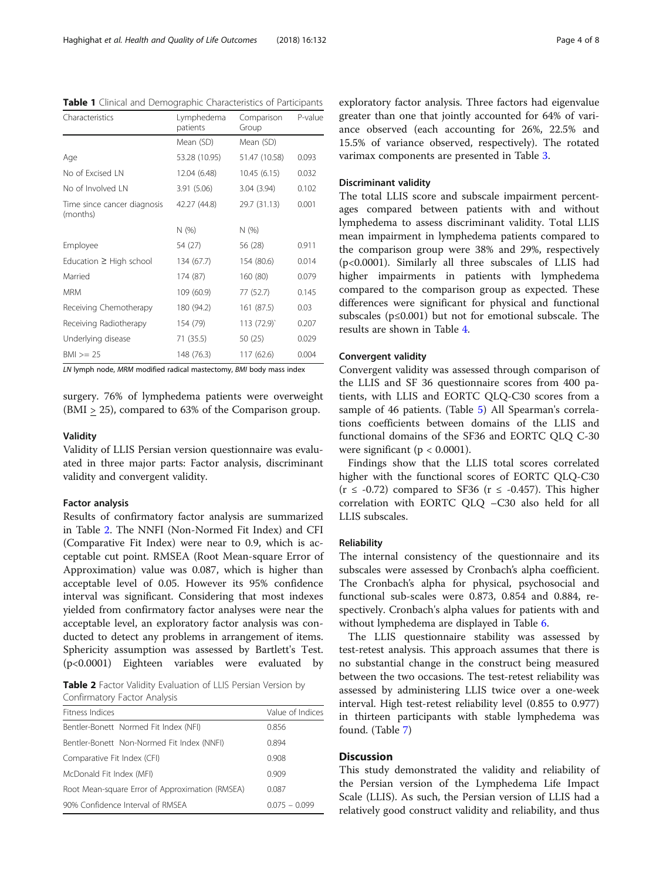**Table 1** Clinical and Demographic Characteristics of Participants

| Characteristics | Lymphedema patients | Comparison Group | P-value |
|---|---|---|---|
| | Mean (SD) | Mean (SD) | |
| Age | 53.28 (10.95) | 51.47 (10.58) | 0.093 |
| No of Excised LN | 12.04 (6.48) | 10.45 (6.15) | 0.032 |
| No of Involved LN | 3.91 (5.06) | 3.04 (3.94) | 0.102 |
| Time since cancer diagnosis (months) | 42.27 (44.8) | 29.7 (31.13) | 0.001 |
| | N (%) | N (%) | |
| Employee | 54 (27) | 56 (28) | 0.911 |
| Education ≥ High school | 134 (67.7) | 154 (80.6) | 0.014 |
| Married | 174 (87) | 160 (80) | 0.079 |
| MRM | 109 (60.9) | 77 (52.7) | 0.145 |
| Receiving Chemotherapy | 180 (94.2) | 161 (87.5) | 0.03 |
| Receiving Radiotherapy | 154 (79) | 113 (72.9)` | 0.207 |
| Underlying disease | 71 (35.5) | 50 (25) | 0.029 |
| BMI >= 25 | 148 (76.3) | 117 (62.6) | 0.004 |

*LN* lymph node, *MRM* modified radical mastectomy, *BMI* body mass index

surgery. 76% of lymphedema patients were overweight (BMI ≥ 25), compared to 63% of the Comparison group.

### Validity

Validity of LLIS Persian version questionnaire was evaluated in three major parts: Factor analysis, discriminant validity and convergent validity.

### Factor analysis

Results of confirmatory factor analysis are summarized in Table 2. The NNFI (Non-Normed Fit Index) and CFI (Comparative Fit Index) were near to 0.9, which is acceptable cut point. RMSEA (Root Mean-square Error of Approximation) value was 0.087, which is higher than acceptable level of 0.05. However its 95% confidence interval was significant. Considering that most indexes yielded from confirmatory factor analyses were near the acceptable level, an exploratory factor analysis was conducted to detect any problems in arrangement of items. Sphericity assumption was assessed by Bartlett's Test. ($p<0.0001$) Eighteen variables were evaluated by exploratory factor analysis. Three factors had eigenvalue greater than one that jointly accounted for 64% of variance observed (each accounting for 26%, 22.5% and 15.5% of variance observed, respectively). The rotated varimax components are presented in Table 3.

**Table 2** Factor Validity Evaluation of LLIS Persian Version by Confirmatory Factor Analysis

| Fitness Indices | Value of Indices |
|---|---|
| Bentler-Bonett Normed Fit Index (NFI) | 0.856 |
| Bentler-Bonett Non-Normed Fit Index (NNFI) | 0.894 |
| Comparative Fit Index (CFI) | 0.908 |
| McDonald Fit Index (MFI) | 0.909 |
| Root Mean-square Error of Approximation (RMSEA) | 0.087 |
| 90% Confidence Interval of RMSEA | 0.075 – 0.099 |

### Discriminant validity

The total LLIS score and subscale impairment percentages compared between patients with and without lymphedema to assess discriminant validity. Total LLIS mean impairment in lymphedema patients compared to the comparison group were 38% and 29%, respectively ($p<0.0001$). Similarly all three subscales of LLIS had higher impairments in patients with lymphedema compared to the comparison group as expected. These differences were significant for physical and functional subscales ($p≤0.001$) but not for emotional subscale. The results are shown in Table 4.

### Convergent validity

Convergent validity was assessed through comparison of the LLIS and SF 36 questionnaire scores from 400 patients, with LLIS and EORTC QLQ-C30 scores from a sample of 46 patients. (Table 5) All Spearman's correlations coefficients between domains of the LLIS and functional domains of the SF36 and EORTC QLQ C-30 were significant ($p < 0.0001$).

Findings show that the LLIS total scores correlated higher with the functional scores of EORTC QLQ-C30 ($r ≤ -0.72$) compared to SF36 ($r ≤ -0.457$). This higher correlation with EORTC QLQ –C30 also held for all LLIS subscales.

### Reliability

The internal consistency of the questionnaire and its subscales were assessed by Cronbach's alpha coefficient. The Cronbach's alpha for physical, psychosocial and functional sub-scales were 0.873, 0.854 and 0.884, respectively. Cronbach's alpha values for patients with and without lymphedema are displayed in Table 6.

The LLIS questionnaire stability was assessed by test-retest analysis. This approach assumes that there is no substantial change in the construct being measured between the two occasions. The test-retest reliability was assessed by administering LLIS twice over a one-week interval. High test-retest reliability level (0.855 to 0.977) in thirteen participants with stable lymphedema was found. (Table 7)

## Discussion

This study demonstrated the validity and reliability of the Persian version of the Lymphedema Life Impact Scale (LLIS). As such, the Persian version of LLIS had a relatively good construct validity and reliability, and thus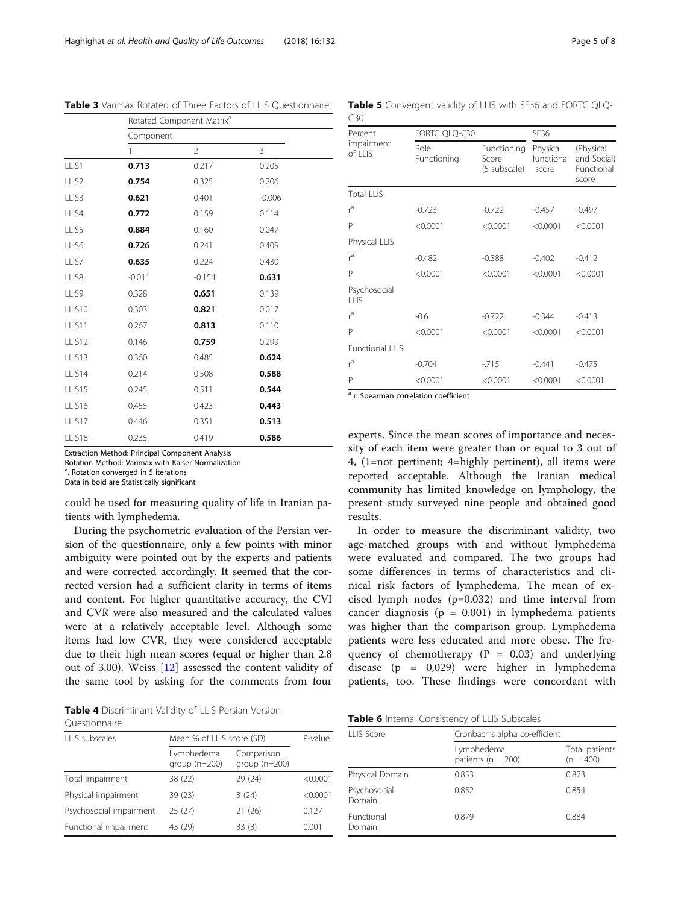**Table 3** Varimax Rotated of Three Factors of LLIS Questionnaire

| | Rotated Component Matrix[a] | | |
|---|---|---|---|
| | Component | | |
| | 1 | 2 | 3 |
| LLIS1 | **0.713** | 0.217 | 0.205 |
| LLIS2 | **0.754** | 0.325 | 0.206 |
| LLIS3 | **0.621** | 0.401 | -0.006 |
| LLIS4 | **0.772** | 0.159 | 0.114 |
| LLIS5 | **0.884** | 0.160 | 0.047 |
| LLIS6 | **0.726** | 0.241 | 0.409 |
| LLIS7 | **0.635** | 0.224 | 0.430 |
| LLIS8 | -0.011 | -0.154 | **0.631** |
| LLIS9 | 0.328 | **0.651** | 0.139 |
| LLIS10 | 0.303 | **0.821** | 0.017 |
| LLIS11 | 0.267 | **0.813** | 0.110 |
| LLIS12 | 0.146 | **0.759** | 0.299 |
| LLIS13 | 0.360 | 0.485 | **0.624** |
| LLIS14 | 0.214 | 0.508 | **0.588** |
| LLIS15 | 0.245 | 0.511 | **0.544** |
| LLIS16 | 0.455 | 0.423 | **0.443** |
| LLIS17 | 0.446 | 0.351 | **0.513** |
| LLIS18 | 0.235 | 0.419 | **0.586** |

Extraction Method: Principal Component Analysis
Rotation Method: Varimax with Kaiser Normalization
[a]. Rotation converged in 5 iterations
Data in bold are Statistically significant

could be used for measuring quality of life in Iranian patients with lymphedema.

During the psychometric evaluation of the Persian version of the questionnaire, only a few points with minor ambiguity were pointed out by the experts and patients and were corrected accordingly. It seemed that the corrected version had a sufficient clarity in terms of items and content. For higher quantitative accuracy, the CVI and CVR were also measured and the calculated values were at a relatively acceptable level. Although some items had low CVR, they were considered acceptable due to their high mean scores (equal or higher than 2.8 out of 3.00). Weiss [12] assessed the content validity of the same tool by asking for the comments from four experts. Since the mean scores of importance and necessity of each item were greater than or equal to 3 out of 4, (1=not pertinent; 4=highly pertinent), all items were reported acceptable. Although the Iranian medical community has limited knowledge on lymphology, the present study surveyed nine people and obtained good results.

In order to measure the discriminant validity, two age-matched groups with and without lymphedema were evaluated and compared. The two groups had some differences in terms of characteristics and clinical risk factors of lymphedema. The mean of excised lymph nodes (p=0.032) and time interval from cancer diagnosis (p = 0.001) in lymphedema patients was higher than the comparison group. Lymphedema patients were less educated and more obese. The frequency of chemotherapy (P = 0.03) and underlying disease (p = 0,029) were higher in lymphedema patients, too. These findings were concordant with

**Table 4** Discriminant Validity of LLIS Persian Version Questionnaire

| LLIS subscales | Mean % of LLIS score (SD) | | P-value |
|---|---|---|---|
| | Lymphedema group (n=200) | Comparison group (n=200) | |
| Total impairment | 38 (22) | 29 (24) | <0.0001 |
| Physical impairment | 39 (23) | 3 (24) | <0.0001 |
| Psychosocial impairment | 25 (27) | 21 (26) | 0.127 |
| Functional impairment | 43 (29) | 33 (3) | 0.001 |

**Table 5** Convergent validity of LLIS with SF36 and EORTC QLQ-C30

| Percent impairment of LLIS | EORTC QLQ-C30 | | SF36 | |
|---|---|---|---|---|
| | Role Functioning | Functioning Score (5 subscale) | Physical functional score | (Physical and Social) Functional score |
| Total LLIS | | | | |
| r[a] | -0.723 | -0.722 | -0.457 | -0.497 |
| P | <0.0001 | <0.0001 | <0.0001 | <0.0001 |
| Physical LLIS | | | | |
| r[a] | -0.482 | -0.388 | -0.402 | -0.412 |
| P | <0.0001 | <0.0001 | <0.0001 | <0.0001 |
| Psychosocial LLIS | | | | |
| r[a] | -0.6 | -0.722 | -0.344 | -0.413 |
| P | <0.0001 | <0.0001 | <0.0001 | <0.0001 |
| Functional LLIS | | | | |
| r[a] | -0.704 | -.715 | -0.441 | -0.475 |
| P | <0.0001 | <0.0001 | <0.0001 | <0.0001 |

[a] r: Spearman correlation coefficient

**Table 6** Internal Consistency of LLIS Subscales

| LLIS Score | Cronbach's alpha co-efficient | |
|---|---|---|
| | Lymphedema patients (n = 200) | Total patients (n = 400) |
| Physical Domain | 0.853 | 0.873 |
| Psychosocial Domain | 0.852 | 0.854 |
| Functional Domain | 0.879 | 0.884 |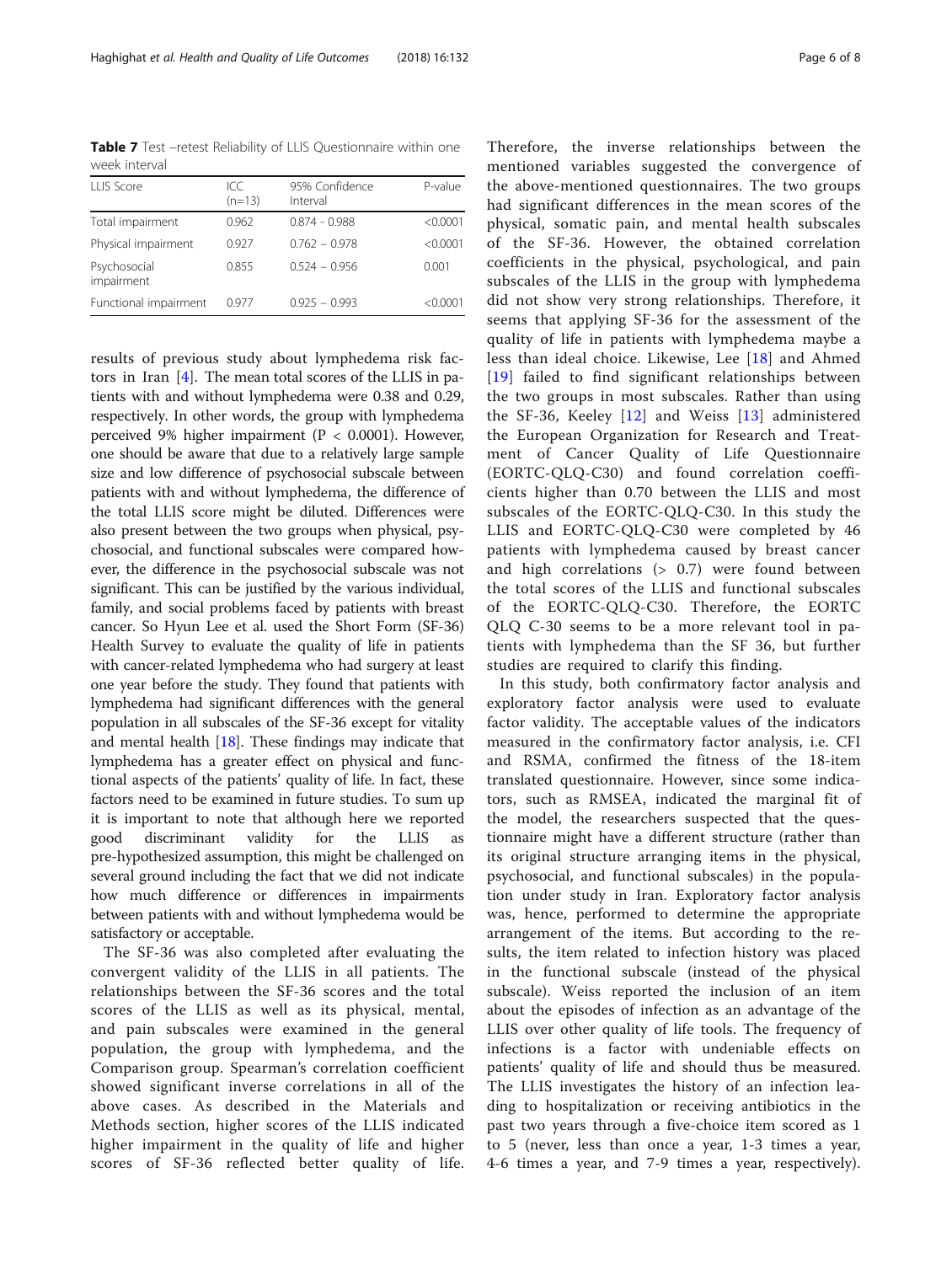**Table 7** Test –retest Reliability of LLIS Questionnaire within one week interval

| LLIS Score | ICC (n=13) | 95% Confidence Interval | P-value |
|---|---|---|---|
| Total impairment | 0.962 | 0.874 - 0.988 | <0.0001 |
| Physical impairment | 0.927 | 0.762 – 0.978 | <0.0001 |
| Psychosocial impairment | 0.855 | 0.524 – 0.956 | 0.001 |
| Functional impairment | 0.977 | 0.925 – 0.993 | <0.0001 |

results of previous study about lymphedema risk factors in Iran [4]. The mean total scores of the LLIS in patients with and without lymphedema were 0.38 and 0.29, respectively. In other words, the group with lymphedema perceived 9% higher impairment ($P < 0.0001$). However, one should be aware that due to a relatively large sample size and low difference of psychosocial subscale between patients with and without lymphedema, the difference of the total LLIS score might be diluted. Differences were also present between the two groups when physical, psychosocial, and functional subscales were compared however, the difference in the psychosocial subscale was not significant. This can be justified by the various individual, family, and social problems faced by patients with breast cancer. So Hyun Lee et al. used the Short Form (SF-36) Health Survey to evaluate the quality of life in patients with cancer-related lymphedema who had surgery at least one year before the study. They found that patients with lymphedema had significant differences with the general population in all subscales of the SF-36 except for vitality and mental health [18]. These findings may indicate that lymphedema has a greater effect on physical and functional aspects of the patients' quality of life. In fact, these factors need to be examined in future studies. To sum up it is important to note that although here we reported good discriminant validity for the LLIS as pre-hypothesized assumption, this might be challenged on several ground including the fact that we did not indicate how much difference or differences in impairments between patients with and without lymphedema would be satisfactory or acceptable.

The SF-36 was also completed after evaluating the convergent validity of the LLIS in all patients. The relationships between the SF-36 scores and the total scores of the LLIS as well as its physical, mental, and pain subscales were examined in the general population, the group with lymphedema, and the Comparison group. Spearman's correlation coefficient showed significant inverse correlations in all of the above cases. As described in the Materials and Methods section, higher scores of the LLIS indicated higher impairment in the quality of life and higher scores of SF-36 reflected better quality of life. Therefore, the inverse relationships between the mentioned variables suggested the convergence of the above-mentioned questionnaires. The two groups had significant differences in the mean scores of the physical, somatic pain, and mental health subscales of the SF-36. However, the obtained correlation coefficients in the physical, psychological, and pain subscales of the LLIS in the group with lymphedema did not show very strong relationships. Therefore, it seems that applying SF-36 for the assessment of the quality of life in patients with lymphedema maybe a less than ideal choice. Likewise, Lee [18] and Ahmed [19] failed to find significant relationships between the two groups in most subscales. Rather than using the SF-36, Keeley [12] and Weiss [13] administered the European Organization for Research and Treatment of Cancer Quality of Life Questionnaire (EORTC-QLQ-C30) and found correlation coefficients higher than 0.70 between the LLIS and most subscales of the EORTC-QLQ-C30. In this study the LLIS and EORTC-QLQ-C30 were completed by 46 patients with lymphedema caused by breast cancer and high correlations (> 0.7) were found between the total scores of the LLIS and functional subscales of the EORTC-QLQ-C30. Therefore, the EORTC QLQ C-30 seems to be a more relevant tool in patients with lymphedema than the SF 36, but further studies are required to clarify this finding.

In this study, both confirmatory factor analysis and exploratory factor analysis were used to evaluate factor validity. The acceptable values of the indicators measured in the confirmatory factor analysis, i.e. CFI and RSMA, confirmed the fitness of the 18-item translated questionnaire. However, since some indicators, such as RMSEA, indicated the marginal fit of the model, the researchers suspected that the questionnaire might have a different structure (rather than its original structure arranging items in the physical, psychosocial, and functional subscales) in the population under study in Iran. Exploratory factor analysis was, hence, performed to determine the appropriate arrangement of the items. But according to the results, the item related to infection history was placed in the functional subscale (instead of the physical subscale). Weiss reported the inclusion of an item about the episodes of infection as an advantage of the LLIS over other quality of life tools. The frequency of infections is a factor with undeniable effects on patients' quality of life and should thus be measured. The LLIS investigates the history of an infection leading to hospitalization or receiving antibiotics in the past two years through a five-choice item scored as 1 to 5 (never, less than once a year, 1-3 times a year, 4-6 times a year, and 7-9 times a year, respectively).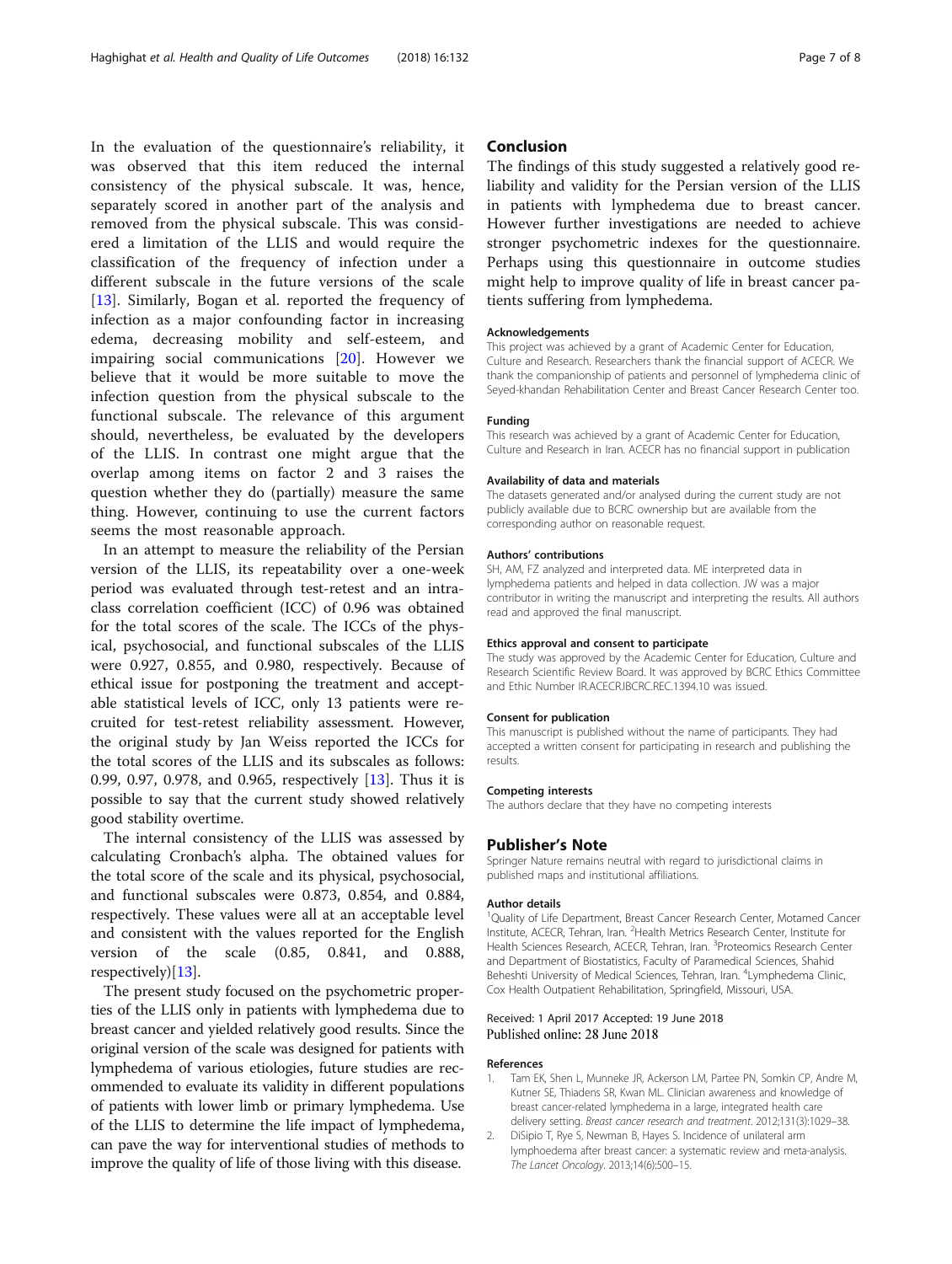In the evaluation of the questionnaire's reliability, it was observed that this item reduced the internal consistency of the physical subscale. It was, hence, separately scored in another part of the analysis and removed from the physical subscale. This was considered a limitation of the LLIS and would require the classification of the frequency of infection under a different subscale in the future versions of the scale [13]. Similarly, Bogan et al. reported the frequency of infection as a major confounding factor in increasing edema, decreasing mobility and self-esteem, and impairing social communications [20]. However we believe that it would be more suitable to move the infection question from the physical subscale to the functional subscale. The relevance of this argument should, nevertheless, be evaluated by the developers of the LLIS. In contrast one might argue that the overlap among items on factor 2 and 3 raises the question whether they do (partially) measure the same thing. However, continuing to use the current factors seems the most reasonable approach.

In an attempt to measure the reliability of the Persian version of the LLIS, its repeatability over a one-week period was evaluated through test-retest and an intraclass correlation coefficient (ICC) of 0.96 was obtained for the total scores of the scale. The ICCs of the physical, psychosocial, and functional subscales of the LLIS were 0.927, 0.855, and 0.980, respectively. Because of ethical issue for postponing the treatment and acceptable statistical levels of ICC, only 13 patients were recruited for test-retest reliability assessment. However, the original study by Jan Weiss reported the ICCs for the total scores of the LLIS and its subscales as follows: 0.99, 0.97, 0.978, and 0.965, respectively [13]. Thus it is possible to say that the current study showed relatively good stability overtime.

The internal consistency of the LLIS was assessed by calculating Cronbach's alpha. The obtained values for the total score of the scale and its physical, psychosocial, and functional subscales were 0.873, 0.854, and 0.884, respectively. These values were all at an acceptable level and consistent with the values reported for the English version of the scale (0.85, 0.841, and 0.888, respectively)[13].

The present study focused on the psychometric properties of the LLIS only in patients with lymphedema due to breast cancer and yielded relatively good results. Since the original version of the scale was designed for patients with lymphedema of various etiologies, future studies are recommended to evaluate its validity in different populations of patients with lower limb or primary lymphedema. Use of the LLIS to determine the life impact of lymphedema, can pave the way for interventional studies of methods to improve the quality of life of those living with this disease.

## Conclusion

The findings of this study suggested a relatively good reliability and validity for the Persian version of the LLIS in patients with lymphedema due to breast cancer. However further investigations are needed to achieve stronger psychometric indexes for the questionnaire. Perhaps using this questionnaire in outcome studies might help to improve quality of life in breast cancer patients suffering from lymphedema.

#### Acknowledgements

This project was achieved by a grant of Academic Center for Education, Culture and Research. Researchers thank the financial support of ACECR. We thank the companionship of patients and personnel of lymphedema clinic of Seyed-khandan Rehabilitation Center and Breast Cancer Research Center too.

#### Funding

This research was achieved by a grant of Academic Center for Education, Culture and Research in Iran. ACECR has no financial support in publication

#### Availability of data and materials

The datasets generated and/or analysed during the current study are not publicly available due to BCRC ownership but are available from the corresponding author on reasonable request.

#### Authors' contributions

SH, AM, FZ analyzed and interpreted data. ME interpreted data in lymphedema patients and helped in data collection. JW was a major contributor in writing the manuscript and interpreting the results. All authors read and approved the final manuscript.

#### Ethics approval and consent to participate

The study was approved by the Academic Center for Education, Culture and Research Scientific Review Board. It was approved by BCRC Ethics Committee and Ethic Number IR.ACECR.IBCRC.REC.1394.10 was issued.

#### Consent for publication

This manuscript is published without the name of participants. They had accepted a written consent for participating in research and publishing the results.

#### Competing interests

The authors declare that they have no competing interests

## Publisher's Note

Springer Nature remains neutral with regard to jurisdictional claims in published maps and institutional affiliations.

#### Author details

[1]Quality of Life Department, Breast Cancer Research Center, Motamed Cancer Institute, ACECR, Tehran, Iran. [2]Health Metrics Research Center, Institute for Health Sciences Research, ACECR, Tehran, Iran. [3]Proteomics Research Center and Department of Biostatistics, Faculty of Paramedical Sciences, Shahid Beheshti University of Medical Sciences, Tehran, Iran. [4]Lymphedema Clinic, Cox Health Outpatient Rehabilitation, Springfield, Missouri, USA.

Received: 1 April 2017 Accepted: 19 June 2018
Published online: 28 June 2018

#### References

1. Tam EK, Shen L, Munneke JR, Ackerson LM, Partee PN, Somkin CP, Andre M, Kutner SE, Thiadens SR, Kwan ML. Clinician awareness and knowledge of breast cancer-related lymphedema in a large, integrated health care delivery setting. *Breast cancer research and treatment*. 2012;131(3):1029–38.
2. DiSipio T, Rye S, Newman B, Hayes S. Incidence of unilateral arm lymphoedema after breast cancer: a systematic review and meta-analysis. *The Lancet Oncology*. 2013;14(6):500–15.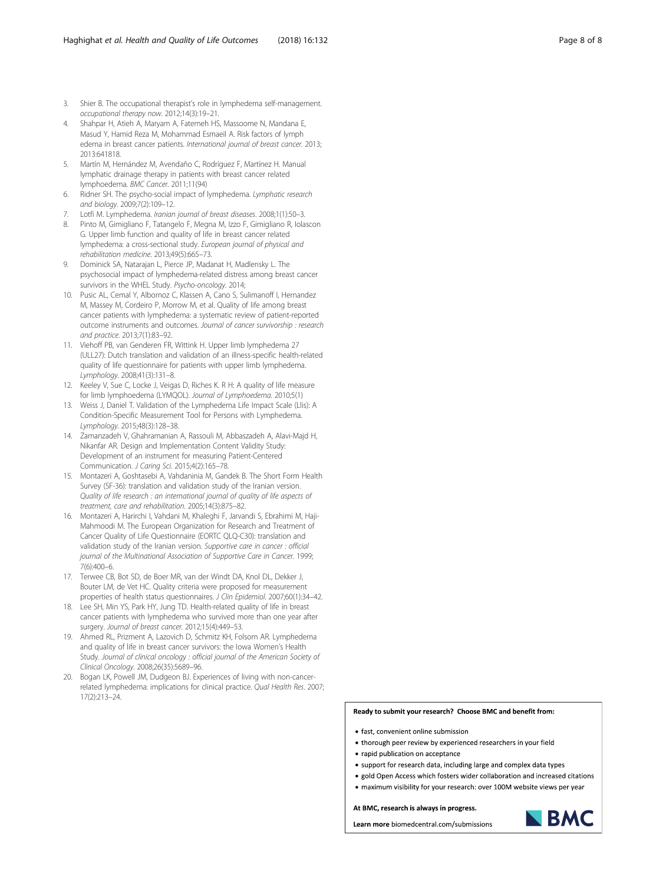3. Shier B. The occupational therapist's role in lymphedema self-management. *occupational therapy now*. 2012;14(3):19–21.
4. Shahpar H, Atieh A, Maryam A, Fatemeh HS, Massoome N, Mandana E, Masud Y, Hamid Reza M, Mohammad Esmaeil A. Risk factors of lymph edema in breast cancer patients. *International journal of breast cancer*. 2013; 2013:641818.
5. Martín M, Hernández M, Avendaño C, Rodríguez F, Martínez H. Manual lymphatic drainage therapy in patients with breast cancer related lymphoedema. *BMC Cancer*. 2011;11(94)
6. Ridner SH. The psycho-social impact of lymphedema. *Lymphatic research and biology*. 2009;7(2):109–12.
7. Lotfi M. Lymphedema. *Iranian journal of breast diseases*. 2008;1(1):50–3.
8. Pinto M, Gimigliano F, Tatangelo F, Megna M, Izzo F, Gimigliano R, Iolascon G. Upper limb function and quality of life in breast cancer related lymphedema: a cross-sectional study. *European journal of physical and rehabilitation medicine*. 2013;49(5):665–73.
9. Dominick SA, Natarajan L, Pierce JP, Madanat H, Madlensky L. The psychosocial impact of lymphedema-related distress among breast cancer survivors in the WHEL Study. *Psycho-oncology*. 2014;
10. Pusic AL, Cemal Y, Albornoz C, Klassen A, Cano S, Sulimanoff I, Hernandez M, Massey M, Cordeiro P, Morrow M, et al. Quality of life among breast cancer patients with lymphedema: a systematic review of patient-reported outcome instruments and outcomes. *Journal of cancer survivorship : research and practice*. 2013;7(1):83–92.
11. Viehoff PB, van Genderen FR, Wittink H. Upper limb lymphedema 27 (ULL27): Dutch translation and validation of an illness-specific health-related quality of life questionnaire for patients with upper limb lymphedema. *Lymphology*. 2008;41(3):131–8.
12. Keeley V, Sue C, Locke J, Veigas D, Riches K. R H: A quality of life measure for limb lymphoedema (LYMQOL). *Journal of Lymphoedema*. 2010;5(1)
13. Weiss J, Daniel T. Validation of the Lymphedema Life Impact Scale (LIis): A Condition-Specific Measurement Tool for Persons with Lymphedema. *Lymphology*. 2015;48(3):128–38.
14. Zamanzadeh V, Ghahramanian A, Rassouli M, Abbaszadeh A, Alavi-Majd H, Nikanfar AR. Design and Implementation Content Validity Study: Development of an instrument for measuring Patient-Centered Communication. *J Caring Sci*. 2015;4(2):165–78.
15. Montazeri A, Goshtasebi A, Vahdaninia M, Gandek B. The Short Form Health Survey (SF-36): translation and validation study of the Iranian version. *Quality of life research : an international journal of quality of life aspects of treatment, care and rehabilitation*. 2005;14(3):875–82.
16. Montazeri A, Harirchi I, Vahdani M, Khaleghi F, Jarvandi S, Ebrahimi M, Haji-Mahmoodi M. The European Organization for Research and Treatment of Cancer Quality of Life Questionnaire (EORTC QLQ-C30): translation and validation study of the Iranian version. *Supportive care in cancer : official journal of the Multinational Association of Supportive Care in Cancer*. 1999; 7(6):400–6.
17. Terwee CB, Bot SD, de Boer MR, van der Windt DA, Knol DL, Dekker J, Bouter LM, de Vet HC. Quality criteria were proposed for measurement properties of health status questionnaires. *J Clin Epidemiol*. 2007;60(1):34–42.
18. Lee SH, Min YS, Park HY, Jung TD. Health-related quality of life in breast cancer patients with lymphedema who survived more than one year after surgery. *Journal of breast cancer*. 2012;15(4):449–53.
19. Ahmed RL, Prizment A, Lazovich D, Schmitz KH, Folsom AR. Lymphedema and quality of life in breast cancer survivors: the Iowa Women's Health Study. *Journal of clinical oncology : official journal of the American Society of Clinical Oncology*. 2008;26(35):5689–96.
20. Bogan LK, Powell JM, Dudgeon BJ. Experiences of living with non-cancer-related lymphedema: implications for clinical practice. *Qual Health Res*. 2007; 17(2):213–24.

**Ready to submit your research? Choose BMC and benefit from:**

- fast, convenient online submission
- thorough peer review by experienced researchers in your field
- rapid publication on acceptance
- support for research data, including large and complex data types
- gold Open Access which fosters wider collaboration and increased citations
- maximum visibility for your research: over 100M website views per year

**At BMC, research is always in progress.**

**Learn more** biomedcentral.com/submissions

BMC